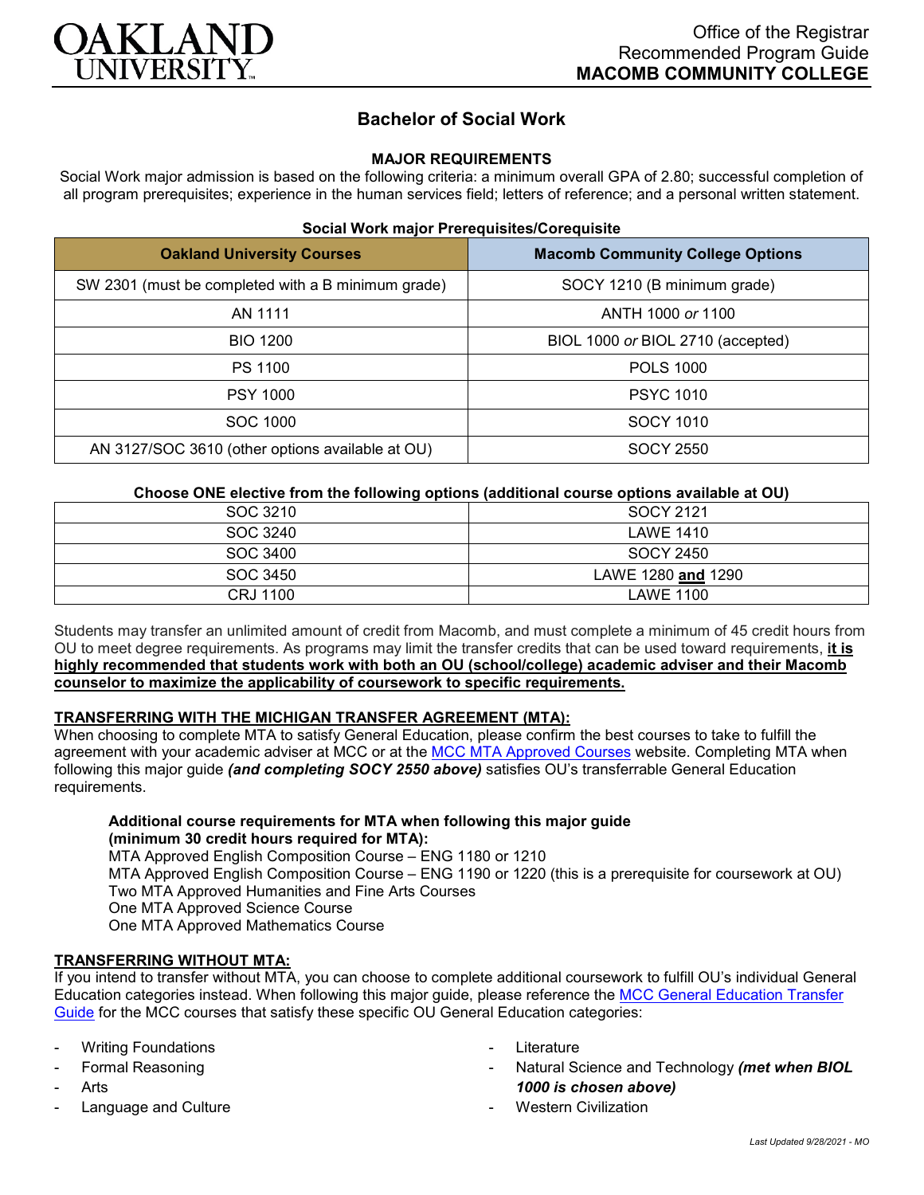Office of the Registrar
Recommended Program Guide
**MACOMB COMMUNITY COLLEGE**

# Bachelor of Social Work

## MAJOR REQUIREMENTS

Social Work major admission is based on the following criteria: a minimum overall GPA of 2.80; successful completion of all program prerequisites; experience in the human services field; letters of reference; and a personal written statement.

**Social Work major Prerequisites/Corequisite**

| Oakland University Courses | Macomb Community College Options |
|---|---|
| SW 2301 (must be completed with a B minimum grade) | SOCY 1210 (B minimum grade) |
| AN 1111 | ANTH 1000 *or* 1100 |
| BIO 1200 | BIOL 1000 *or* BIOL 2710 (accepted) |
| PS 1100 | POLS 1000 |
| PSY 1000 | PSYC 1010 |
| SOC 1000 | SOCY 1010 |
| AN 3127/SOC 3610 (other options available at OU) | SOCY 2550 |

**Choose ONE elective from the following options (additional course options available at OU)**

| | |
|---|---|
| SOC 3210 | SOCY 2121 |
| SOC 3240 | LAWE 1410 |
| SOC 3400 | SOCY 2450 |
| SOC 3450 | LAWE 1280 **and** 1290 |
| CRJ 1100 | LAWE 1100 |

Students may transfer an unlimited amount of credit from Macomb, and must complete a minimum of 45 credit hours from OU to meet degree requirements. As programs may limit the transfer credits that can be used toward requirements, **it is highly recommended that students work with both an OU (school/college) academic adviser and their Macomb counselor to maximize the applicability of coursework to specific requirements.**

### TRANSFERRING WITH THE MICHIGAN TRANSFER AGREEMENT (MTA):

When choosing to complete MTA to satisfy General Education, please confirm the best courses to take to fulfill the agreement with your academic adviser at MCC or at the MCC MTA Approved Courses website. Completing MTA when following this major guide ***(and completing SOCY 2550 above)*** satisfies OU's transferrable General Education requirements.

**Additional course requirements for MTA when following this major guide (minimum 30 credit hours required for MTA):**
MTA Approved English Composition Course – ENG 1180 or 1210
MTA Approved English Composition Course – ENG 1190 or 1220 (this is a prerequisite for coursework at OU)
Two MTA Approved Humanities and Fine Arts Courses
One MTA Approved Science Course
One MTA Approved Mathematics Course

### TRANSFERRING WITHOUT MTA:

If you intend to transfer without MTA, you can choose to complete additional coursework to fulfill OU's individual General Education categories instead. When following this major guide, please reference the MCC General Education Transfer Guide for the MCC courses that satisfy these specific OU General Education categories:

- Writing Foundations
- Formal Reasoning
- Arts
- Language and Culture
- Literature
- Natural Science and Technology ***(met when BIOL 1000 is chosen above)***
- Western Civilization

*Last Updated 9/28/2021 - MO*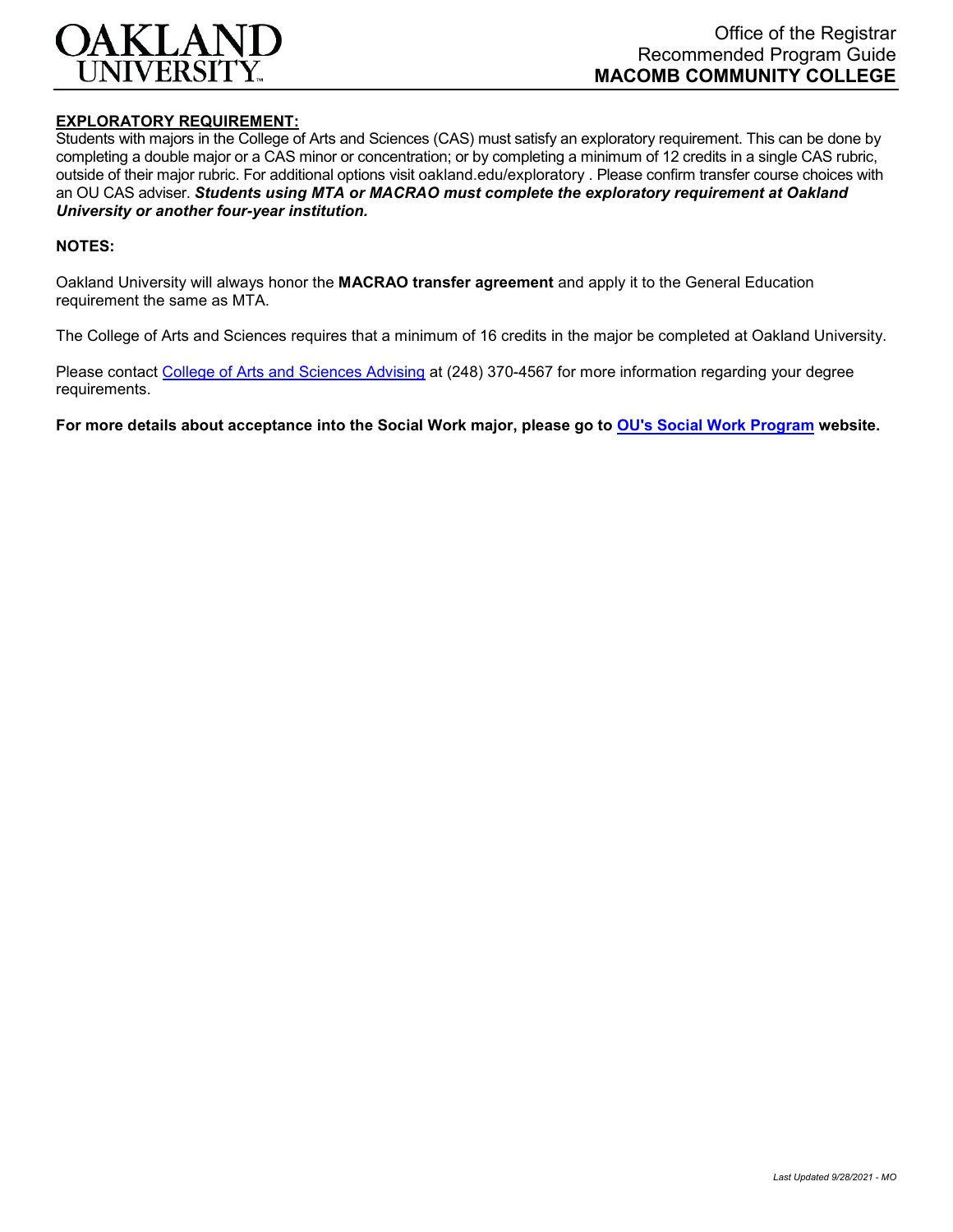**EXPLORATORY REQUIREMENT:**

Students with majors in the College of Arts and Sciences (CAS) must satisfy an exploratory requirement. This can be done by completing a double major or a CAS minor or concentration; or by completing a minimum of 12 credits in a single CAS rubric, outside of their major rubric. For additional options visit oakland.edu/exploratory . Please confirm transfer course choices with an OU CAS adviser. ***Students using MTA or MACRAO must complete the exploratory requirement at Oakland University or another four-year institution.***

**NOTES:**

Oakland University will always honor the **MACRAO transfer agreement** and apply it to the General Education requirement the same as MTA.

The College of Arts and Sciences requires that a minimum of 16 credits in the major be completed at Oakland University.

Please contact College of Arts and Sciences Advising at (248) 370-4567 for more information regarding your degree requirements.

**For more details about acceptance into the Social Work major, please go to OU's Social Work Program website.**